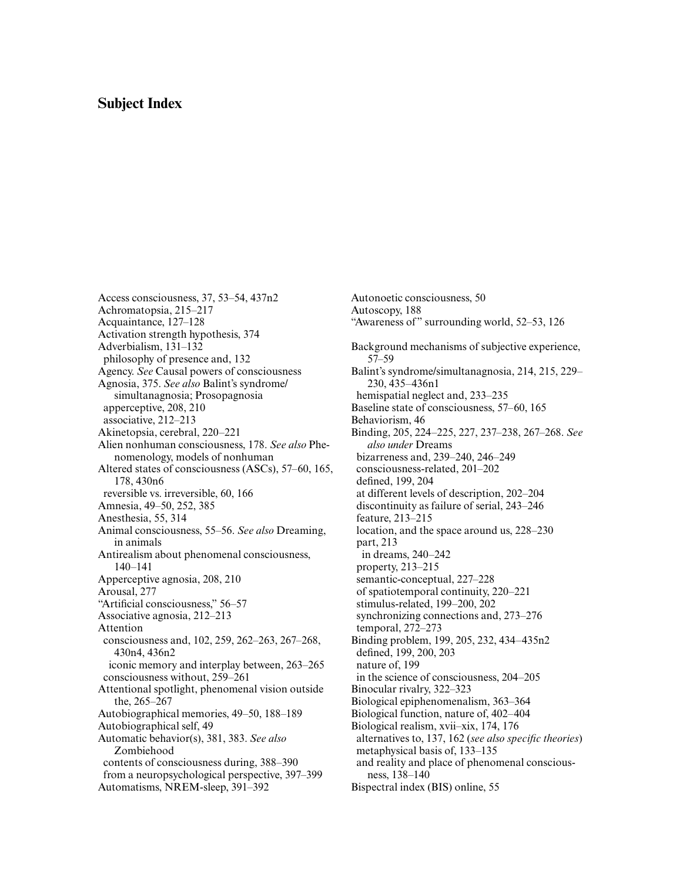# Subject Index

Access consciousness, 37, 53–54, 437n2
Achromatopsia, 215–217
Acquaintance, 127–128
Activation strength hypothesis, 374
Adverbialism, 131–132
  philosophy of presence and, 132
Agency. *See* Causal powers of consciousness
Agnosia, 375. *See also* Balint's syndrome/simultanagnosia; Prosopagnosia
  apperceptive, 208, 210
  associative, 212–213
Akinetopsia, cerebral, 220–221
Alien nonhuman consciousness, 178. *See also* Phenomenology, models of nonhuman
Altered states of consciousness (ASCs), 57–60, 165, 178, 430n6
  reversible vs. irreversible, 60, 166
Amnesia, 49–50, 252, 385
Anesthesia, 55, 314
Animal consciousness, 55–56. *See also* Dreaming, in animals
Antirealism about phenomenal consciousness, 140–141
Apperceptive agnosia, 208, 210
Arousal, 277
"Artificial consciousness," 56–57
Associative agnosia, 212–213
Attention
  consciousness and, 102, 259, 262–263, 267–268, 430n4, 436n2
    iconic memory and interplay between, 263–265
  consciousness without, 259–261
Attentional spotlight, phenomenal vision outside the, 265–267
Autobiographical memories, 49–50, 188–189
Autobiographical self, 49
Automatic behavior(s), 381, 383. *See also* Zombiehood
  contents of consciousness during, 388–390
  from a neuropsychological perspective, 397–399
Automatisms, NREM-sleep, 391–392
Autonoetic consciousness, 50
Autoscopy, 188
"Awareness of" surrounding world, 52–53, 126

Background mechanisms of subjective experience, 57–59
Balint's syndrome/simultanagnosia, 214, 215, 229–230, 435–436n1
  hemispatial neglect and, 233–235
Baseline state of consciousness, 57–60, 165
Behaviorism, 46
Binding, 205, 224–225, 227, 237–238, 267–268. *See also under* Dreams
  bizarreness and, 239–240, 246–249
  consciousness-related, 201–202
  defined, 199, 204
  at different levels of description, 202–204
  discontinuity as failure of serial, 243–246
  feature, 213–215
  location, and the space around us, 228–230
  part, 213
    in dreams, 240–242
  property, 213–215
  semantic-conceptual, 227–228
  of spatiotemporal continuity, 220–221
  stimulus-related, 199–200, 202
  synchronizing connections and, 273–276
  temporal, 272–273
Binding problem, 199, 205, 232, 434–435n2
  defined, 199, 200, 203
  nature of, 199
  in the science of consciousness, 204–205
Binocular rivalry, 322–323
Biological epiphenomenalism, 363–364
Biological function, nature of, 402–404
Biological realism, xvii–xix, 174, 176
  alternatives to, 137, 162 (*see also specific theories*)
  metaphysical basis of, 133–135
  and reality and place of phenomenal consciousness, 138–140
Bispectral index (BIS) online, 55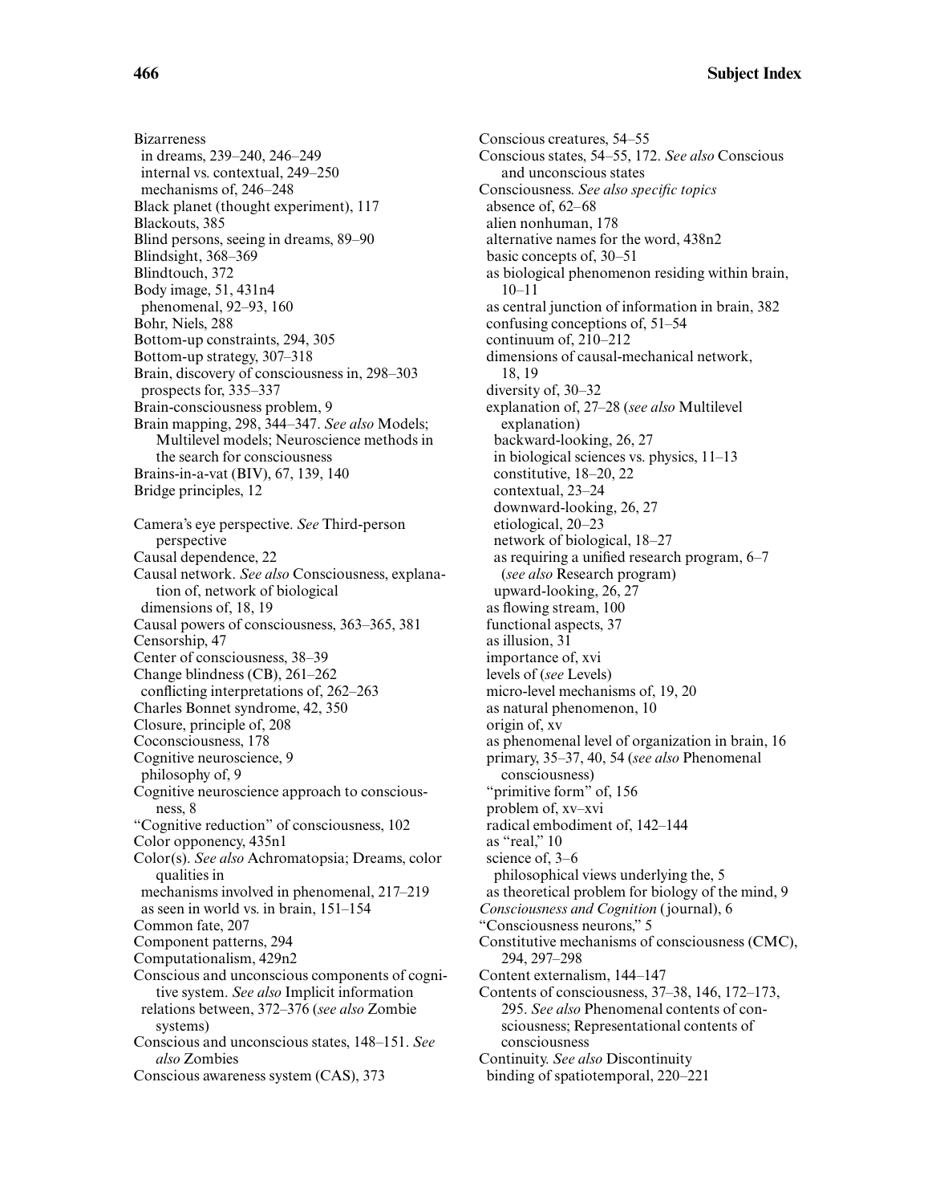Bizarreness
- in dreams, 239–240, 246–249
- internal vs. contextual, 249–250
- mechanisms of, 246–248

Black planet (thought experiment), 117
Blackouts, 385
Blind persons, seeing in dreams, 89–90
Blindsight, 368–369
Blindtouch, 372
Body image, 51, 431n4
- phenomenal, 92–93, 160

Bohr, Niels, 288
Bottom-up constraints, 294, 305
Bottom-up strategy, 307–318
Brain, discovery of consciousness in, 298–303
- prospects for, 335–337

Brain-consciousness problem, 9
Brain mapping, 298, 344–347. *See also* Models; Multilevel models; Neuroscience methods in the search for consciousness
Brains-in-a-vat (BIV), 67, 139, 140
Bridge principles, 12

Camera's eye perspective. *See* Third-person perspective
Causal dependence, 22
Causal network. *See also* Consciousness, explanation of, network of biological
- dimensions of, 18, 19

Causal powers of consciousness, 363–365, 381
Censorship, 47
Center of consciousness, 38–39
Change blindness (CB), 261–262
- conflicting interpretations of, 262–263

Charles Bonnet syndrome, 42, 350
Closure, principle of, 208
Coconsciousness, 178
Cognitive neuroscience, 9
- philosophy of, 9

Cognitive neuroscience approach to consciousness, 8
"Cognitive reduction" of consciousness, 102
Color opponency, 435n1
Color(s). *See also* Achromatopsia; Dreams, color qualities in
- mechanisms involved in phenomenal, 217–219
- as seen in world vs. in brain, 151–154

Common fate, 207
Component patterns, 294
Computationalism, 429n2
Conscious and unconscious components of cognitive system. *See also* Implicit information
- relations between, 372–376 (*see also* Zombie systems)

Conscious and unconscious states, 148–151. *See also* Zombies
Conscious awareness system (CAS), 373
Conscious creatures, 54–55
Conscious states, 54–55, 172. *See also* Conscious and unconscious states
Consciousness. *See also specific topics*
- absence of, 62–68
- alien nonhuman, 178
- alternative names for the word, 438n2
- basic concepts of, 30–51
- as biological phenomenon residing within brain, 10–11
- as central junction of information in brain, 382
- confusing conceptions of, 51–54
- continuum of, 210–212
- dimensions of causal-mechanical network, 18, 19
- diversity of, 30–32
- explanation of, 27–28 (*see also* Multilevel explanation)
  - backward-looking, 26, 27
  - in biological sciences vs. physics, 11–13
  - constitutive, 18–20, 22
  - contextual, 23–24
  - downward-looking, 26, 27
  - etiological, 20–23
  - network of biological, 18–27
  - as requiring a unified research program, 6–7 (*see also* Research program)
  - upward-looking, 26, 27
- as flowing stream, 100
- functional aspects, 37
- as illusion, 31
- importance of, xvi
- levels of (*see* Levels)
- micro-level mechanisms of, 19, 20
- as natural phenomenon, 10
- origin of, xv
- as phenomenal level of organization in brain, 16
- primary, 35–37, 40, 54 (*see also* Phenomenal consciousness)
- "primitive form" of, 156
- problem of, xv–xvi
- radical embodiment of, 142–144
- as "real," 10
- science of, 3–6
  - philosophical views underlying the, 5
- as theoretical problem for biology of the mind, 9

*Consciousness and Cognition* (journal), 6
"Consciousness neurons," 5
Constitutive mechanisms of consciousness (CMC), 294, 297–298
Content externalism, 144–147
Contents of consciousness, 37–38, 146, 172–173, 295. *See also* Phenomenal contents of consciousness; Representational contents of consciousness
Continuity. *See also* Discontinuity
- binding of spatiotemporal, 220–221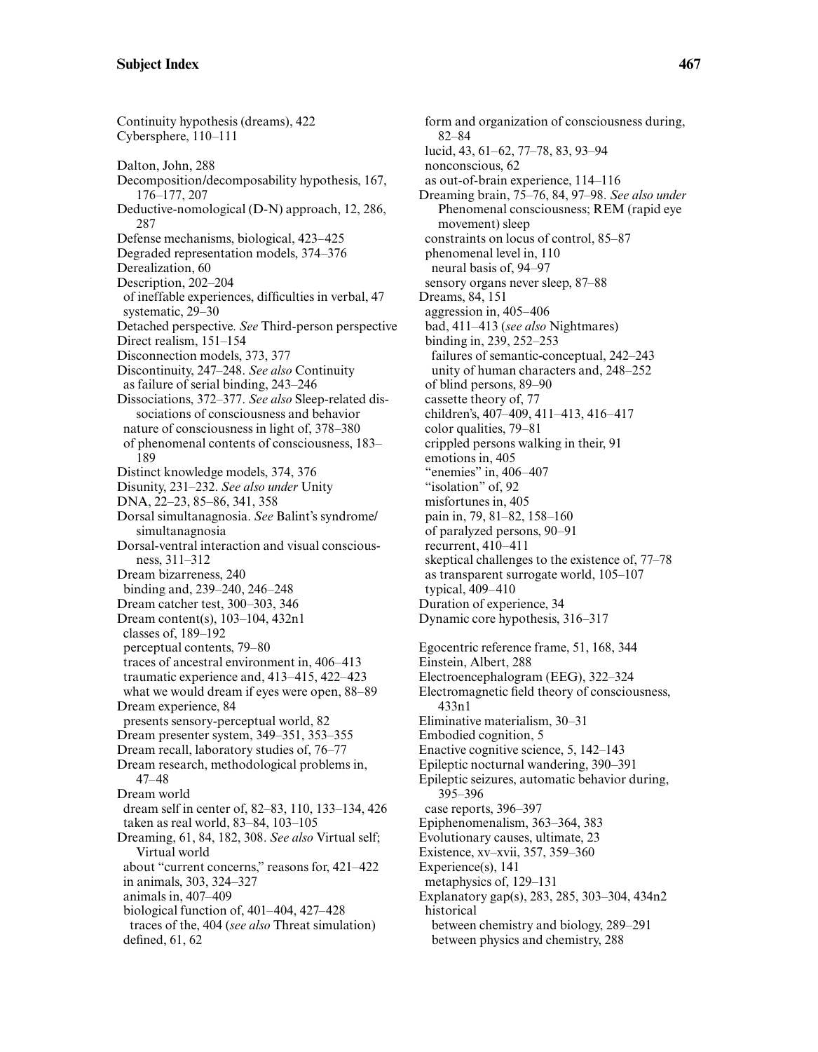Continuity hypothesis (dreams), 422
Cybersphere, 110–111

Dalton, John, 288
Decomposition/decomposability hypothesis, 167, 176–177, 207
Deductive-nomological (D-N) approach, 12, 286, 287
Defense mechanisms, biological, 423–425
Degraded representation models, 374–376
Derealization, 60
Description, 202–204
 of ineffable experiences, difficulties in verbal, 47
 systematic, 29–30
Detached perspective. *See* Third-person perspective
Direct realism, 151–154
Disconnection models, 373, 377
Discontinuity, 247–248. *See also* Continuity
 as failure of serial binding, 243–246
Dissociations, 372–377. *See also* Sleep-related dissociations of consciousness and behavior
 nature of consciousness in light of, 378–380
 of phenomenal contents of consciousness, 183–189
Distinct knowledge models, 374, 376
Disunity, 231–232. *See also under* Unity
DNA, 22–23, 85–86, 341, 358
Dorsal simultanagnosia. *See* Balint's syndrome/simultanagnosia
Dorsal-ventral interaction and visual consciousness, 311–312
Dream bizarreness, 240
 binding and, 239–240, 246–248
Dream catcher test, 300–303, 346
Dream content(s), 103–104, 432n1
 classes of, 189–192
 perceptual contents, 79–80
 traces of ancestral environment in, 406–413
 traumatic experience and, 413–415, 422–423
 what we would dream if eyes were open, 88–89
Dream experience, 84
 presents sensory-perceptual world, 82
Dream presenter system, 349–351, 353–355
Dream recall, laboratory studies of, 76–77
Dream research, methodological problems in, 47–48
Dream world
 dream self in center of, 82–83, 110, 133–134, 426
 taken as real world, 83–84, 103–105
Dreaming, 61, 84, 182, 308. *See also* Virtual self; Virtual world
 about "current concerns," reasons for, 421–422
 in animals, 303, 324–327
 animals in, 407–409
 biological function of, 401–404, 427–428
  traces of the, 404 (*see also* Threat simulation)
 defined, 61, 62
 form and organization of consciousness during, 82–84
 lucid, 43, 61–62, 77–78, 83, 93–94
 nonconscious, 62
 as out-of-brain experience, 114–116
Dreaming brain, 75–76, 84, 97–98. *See also under* Phenomenal consciousness; REM (rapid eye movement) sleep
 constraints on locus of control, 85–87
 phenomenal level in, 110
  neural basis of, 94–97
 sensory organs never sleep, 87–88
Dreams, 84, 151
 aggression in, 405–406
 bad, 411–413 (*see also* Nightmares)
 binding in, 239, 252–253
  failures of semantic-conceptual, 242–243
  unity of human characters and, 248–252
 of blind persons, 89–90
 cassette theory of, 77
 children's, 407–409, 411–413, 416–417
 color qualities, 79–81
 crippled persons walking in their, 91
 emotions in, 405
 "enemies" in, 406–407
 "isolation" of, 92
 misfortunes in, 405
 pain in, 79, 81–82, 158–160
 of paralyzed persons, 90–91
 recurrent, 410–411
 skeptical challenges to the existence of, 77–78
 as transparent surrogate world, 105–107
 typical, 409–410
Duration of experience, 34
Dynamic core hypothesis, 316–317

Egocentric reference frame, 51, 168, 344
Einstein, Albert, 288
Electroencephalogram (EEG), 322–324
Electromagnetic field theory of consciousness, 433n1
Eliminative materialism, 30–31
Embodied cognition, 5
Enactive cognitive science, 5, 142–143
Epileptic nocturnal wandering, 390–391
Epileptic seizures, automatic behavior during, 395–396
 case reports, 396–397
Epiphenomenalism, 363–364, 383
Evolutionary causes, ultimate, 23
Existence, xv–xvii, 357, 359–360
Experience(s), 141
 metaphysics of, 129–131
Explanatory gap(s), 283, 285, 303–304, 434n2
 historical
  between chemistry and biology, 289–291
  between physics and chemistry, 288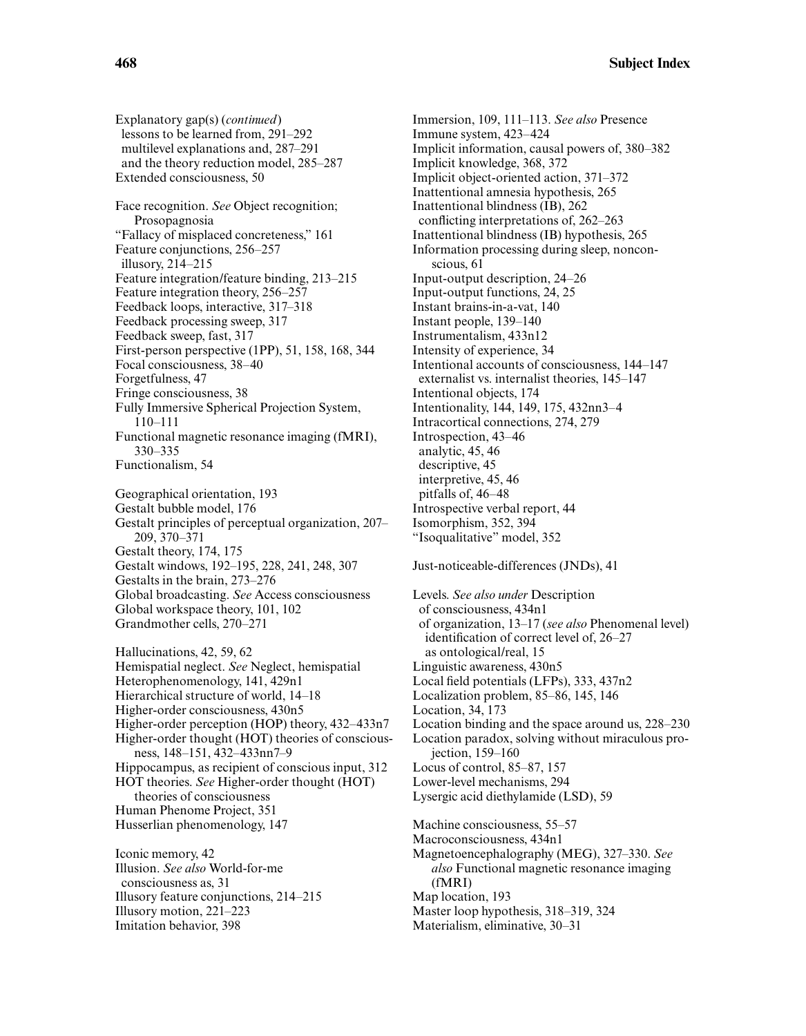Explanatory gap(s) (*continued*)
  lessons to be learned from, 291–292
  multilevel explanations and, 287–291
  and the theory reduction model, 285–287
Extended consciousness, 50

Face recognition. *See* Object recognition; Prosopagnosia
"Fallacy of misplaced concreteness," 161
Feature conjunctions, 256–257
  illusory, 214–215
Feature integration/feature binding, 213–215
Feature integration theory, 256–257
Feedback loops, interactive, 317–318
Feedback processing sweep, 317
Feedback sweep, fast, 317
First-person perspective (1PP), 51, 158, 168, 344
Focal consciousness, 38–40
Forgetfulness, 47
Fringe consciousness, 38
Fully Immersive Spherical Projection System, 110–111
Functional magnetic resonance imaging (fMRI), 330–335
Functionalism, 54

Geographical orientation, 193
Gestalt bubble model, 176
Gestalt principles of perceptual organization, 207–209, 370–371
Gestalt theory, 174, 175
Gestalt windows, 192–195, 228, 241, 248, 307
Gestalts in the brain, 273–276
Global broadcasting. *See* Access consciousness
Global workspace theory, 101, 102
Grandmother cells, 270–271

Hallucinations, 42, 59, 62
Hemispatial neglect. *See* Neglect, hemispatial
Heterophenomenology, 141, 429n1
Hierarchical structure of world, 14–18
Higher-order consciousness, 430n5
Higher-order perception (HOP) theory, 432–433n7
Higher-order thought (HOT) theories of consciousness, 148–151, 432–433nn7–9
Hippocampus, as recipient of conscious input, 312
HOT theories. *See* Higher-order thought (HOT) theories of consciousness
Human Phenome Project, 351
Husserlian phenomenology, 147

Iconic memory, 42
Illusion. *See also* World-for-me
  consciousness as, 31
Illusory feature conjunctions, 214–215
Illusory motion, 221–223
Imitation behavior, 398
Immersion, 109, 111–113. *See also* Presence
Immune system, 423–424
Implicit information, causal powers of, 380–382
Implicit knowledge, 368, 372
Implicit object-oriented action, 371–372
Inattentional amnesia hypothesis, 265
Inattentional blindness (IB), 262
  conflicting interpretations of, 262–263
Inattentional blindness (IB) hypothesis, 265
Information processing during sleep, nonconscious, 61
Input-output description, 24–26
Input-output functions, 24, 25
Instant brains-in-a-vat, 140
Instant people, 139–140
Instrumentalism, 433n12
Intensity of experience, 34
Intentional accounts of consciousness, 144–147
  externalist vs. internalist theories, 145–147
Intentional objects, 174
Intentionality, 144, 149, 175, 432nn3–4
Intracortical connections, 274, 279
Introspection, 43–46
  analytic, 45, 46
  descriptive, 45
  interpretive, 45, 46
  pitfalls of, 46–48
Introspective verbal report, 44
Isomorphism, 352, 394
"Isoqualitative" model, 352

Just-noticeable-differences (JNDs), 41

Levels. *See also under* Description
  of consciousness, 434n1
  of organization, 13–17 (*see also* Phenomenal level)
    identification of correct level of, 26–27
    as ontological/real, 15
Linguistic awareness, 430n5
Local field potentials (LFPs), 333, 437n2
Localization problem, 85–86, 145, 146
Location, 34, 173
Location binding and the space around us, 228–230
Location paradox, solving without miraculous projection, 159–160
Locus of control, 85–87, 157
Lower-level mechanisms, 294
Lysergic acid diethylamide (LSD), 59

Machine consciousness, 55–57
Macroconsciousness, 434n1
Magnetoencephalography (MEG), 327–330. *See also* Functional magnetic resonance imaging (fMRI)
Map location, 193
Master loop hypothesis, 318–319, 324
Materialism, eliminative, 30–31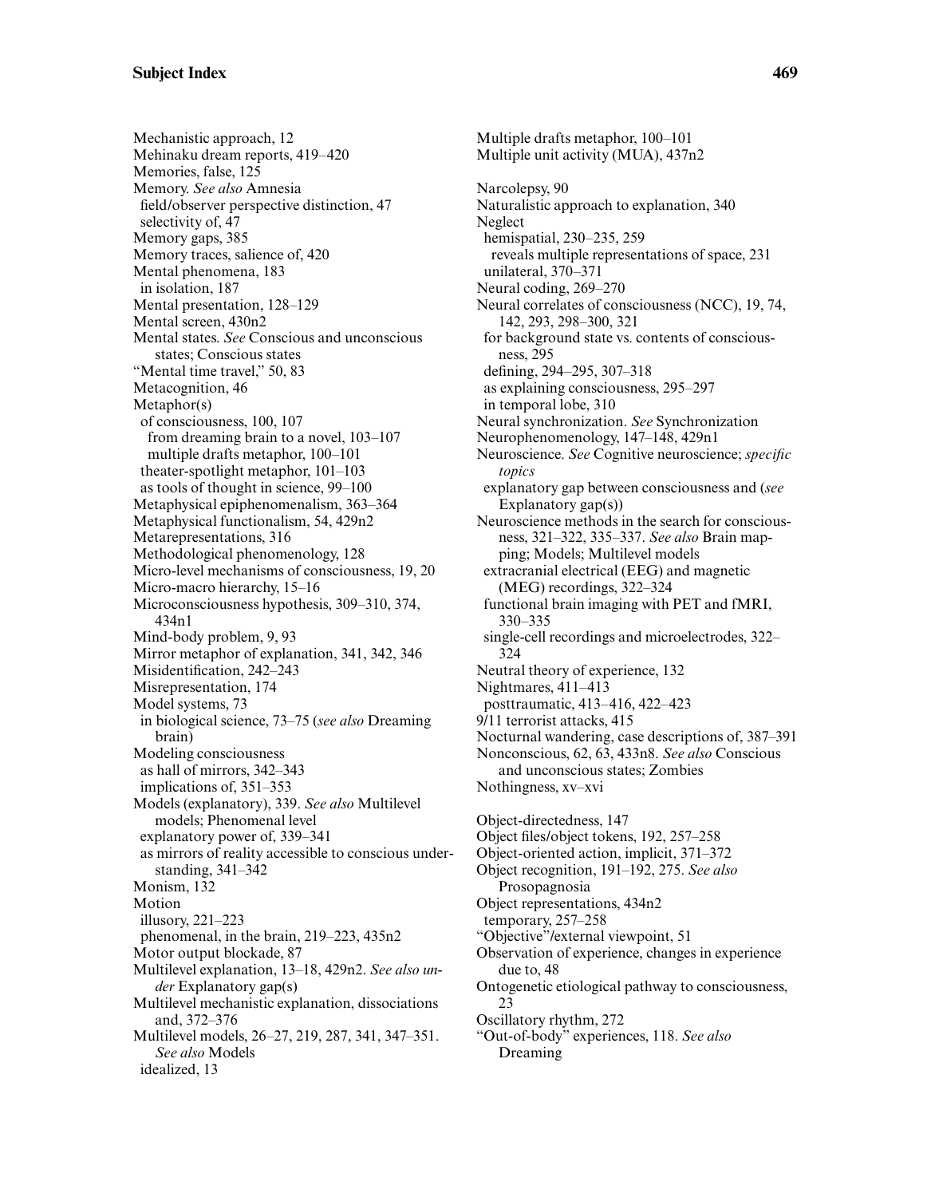Mechanistic approach, 12
Mehinaku dream reports, 419–420
Memories, false, 125
Memory. *See also* Amnesia
 field/observer perspective distinction, 47
 selectivity of, 47
Memory gaps, 385
Memory traces, salience of, 420
Mental phenomena, 183
 in isolation, 187
Mental presentation, 128–129
Mental screen, 430n2
Mental states. *See* Conscious and unconscious states; Conscious states
"Mental time travel," 50, 83
Metacognition, 46
Metaphor(s)
 of consciousness, 100, 107
  from dreaming brain to a novel, 103–107
  multiple drafts metaphor, 100–101
 theater-spotlight metaphor, 101–103
 as tools of thought in science, 99–100
Metaphysical epiphenomenalism, 363–364
Metaphysical functionalism, 54, 429n2
Metarepresentations, 316
Methodological phenomenology, 128
Micro-level mechanisms of consciousness, 19, 20
Micro-macro hierarchy, 15–16
Microconsciousness hypothesis, 309–310, 374, 434n1
Mind-body problem, 9, 93
Mirror metaphor of explanation, 341, 342, 346
Misidentification, 242–243
Misrepresentation, 174
Model systems, 73
 in biological science, 73–75 (*see also* Dreaming brain)
Modeling consciousness
 as hall of mirrors, 342–343
 implications of, 351–353
Models (explanatory), 339. *See also* Multilevel models; Phenomenal level
 explanatory power of, 339–341
 as mirrors of reality accessible to conscious understanding, 341–342
Monism, 132
Motion
 illusory, 221–223
 phenomenal, in the brain, 219–223, 435n2
Motor output blockade, 87
Multilevel explanation, 13–18, 429n2. *See also under* Explanatory gap(s)
Multilevel mechanistic explanation, dissociations and, 372–376
Multilevel models, 26–27, 219, 287, 341, 347–351. *See also* Models
 idealized, 13
Multiple drafts metaphor, 100–101
Multiple unit activity (MUA), 437n2

Narcolepsy, 90
Naturalistic approach to explanation, 340
Neglect
 hemispatial, 230–235, 259
  reveals multiple representations of space, 231
 unilateral, 370–371
Neural coding, 269–270
Neural correlates of consciousness (NCC), 19, 74, 142, 293, 298–300, 321
 for background state vs. contents of consciousness, 295
 defining, 294–295, 307–318
 as explaining consciousness, 295–297
 in temporal lobe, 310
Neural synchronization. *See* Synchronization
Neurophenomenology, 147–148, 429n1
Neuroscience. *See* Cognitive neuroscience; *specific topics*
 explanatory gap between consciousness and (*see* Explanatory gap(s))
Neuroscience methods in the search for consciousness, 321–322, 335–337. *See also* Brain mapping; Models; Multilevel models
 extracranial electrical (EEG) and magnetic (MEG) recordings, 322–324
 functional brain imaging with PET and fMRI, 330–335
 single-cell recordings and microelectrodes, 322–324
Neutral theory of experience, 132
Nightmares, 411–413
 posttraumatic, 413–416, 422–423
9/11 terrorist attacks, 415
Nocturnal wandering, case descriptions of, 387–391
Nonconscious, 62, 63, 433n8. *See also* Conscious and unconscious states; Zombies
Nothingness, xv–xvi

Object-directedness, 147
Object files/object tokens, 192, 257–258
Object-oriented action, implicit, 371–372
Object recognition, 191–192, 275. *See also* Prosopagnosia
Object representations, 434n2
 temporary, 257–258
"Objective"/external viewpoint, 51
Observation of experience, changes in experience due to, 48
Ontogenetic etiological pathway to consciousness, 23
Oscillatory rhythm, 272
"Out-of-body" experiences, 118. *See also* Dreaming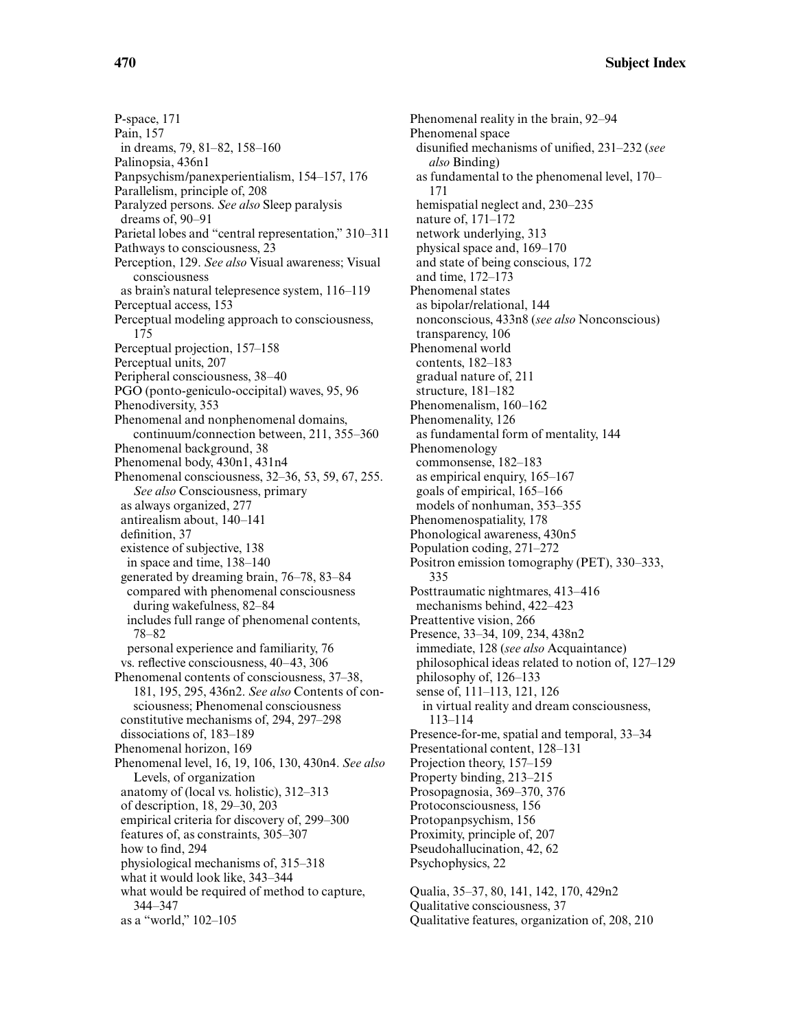P-space, 171
Pain, 157
 in dreams, 79, 81–82, 158–160
Palinopsia, 436n1
Panpsychism/panexperientialism, 154–157, 176
Parallelism, principle of, 208
Paralyzed persons. *See also* Sleep paralysis
 dreams of, 90–91
Parietal lobes and "central representation," 310–311
Pathways to consciousness, 23
Perception, 129. *See also* Visual awareness; Visual consciousness
 as brain's natural telepresence system, 116–119
Perceptual access, 153
Perceptual modeling approach to consciousness, 175
Perceptual projection, 157–158
Perceptual units, 207
Peripheral consciousness, 38–40
PGO (ponto-geniculo-occipital) waves, 95, 96
Phenodiversity, 353
Phenomenal and nonphenomenal domains, continuum/connection between, 211, 355–360
Phenomenal background, 38
Phenomenal body, 430n1, 431n4
Phenomenal consciousness, 32–36, 53, 59, 67, 255. *See also* Consciousness, primary
 as always organized, 277
 antirealism about, 140–141
 definition, 37
 existence of subjective, 138
  in space and time, 138–140
 generated by dreaming brain, 76–78, 83–84
  compared with phenomenal consciousness during wakefulness, 82–84
  includes full range of phenomenal contents, 78–82
  personal experience and familiarity, 76
 vs. reflective consciousness, 40–43, 306
Phenomenal contents of consciousness, 37–38, 181, 195, 295, 436n2. *See also* Contents of consciousness; Phenomenal consciousness
 constitutive mechanisms of, 294, 297–298
 dissociations of, 183–189
Phenomenal horizon, 169
Phenomenal level, 16, 19, 106, 130, 430n4. *See also* Levels, of organization
 anatomy of (local vs. holistic), 312–313
 of description, 18, 29–30, 203
 empirical criteria for discovery of, 299–300
 features of, as constraints, 305–307
 how to find, 294
 physiological mechanisms of, 315–318
 what it would look like, 343–344
 what would be required of method to capture, 344–347
 as a "world," 102–105
Phenomenal reality in the brain, 92–94
Phenomenal space
 disunified mechanisms of unified, 231–232 (*see also* Binding)
 as fundamental to the phenomenal level, 170–171
 hemispatial neglect and, 230–235
 nature of, 171–172
 network underlying, 313
 physical space and, 169–170
 and state of being conscious, 172
 and time, 172–173
Phenomenal states
 as bipolar/relational, 144
 nonconscious, 433n8 (*see also* Nonconscious)
 transparency, 106
Phenomenal world
 contents, 182–183
 gradual nature of, 211
 structure, 181–182
Phenomenalism, 160–162
Phenomenality, 126
 as fundamental form of mentality, 144
Phenomenology
 commonsense, 182–183
 as empirical enquiry, 165–167
 goals of empirical, 165–166
 models of nonhuman, 353–355
Phenomenospatiality, 178
Phonological awareness, 430n5
Population coding, 271–272
Positron emission tomography (PET), 330–333, 335
Posttraumatic nightmares, 413–416
 mechanisms behind, 422–423
Preattentive vision, 266
Presence, 33–34, 109, 234, 438n2
 immediate, 128 (*see also* Acquaintance)
 philosophical ideas related to notion of, 127–129
 philosophy of, 126–133
 sense of, 111–113, 121, 126
  in virtual reality and dream consciousness, 113–114
Presence-for-me, spatial and temporal, 33–34
Presentational content, 128–131
Projection theory, 157–159
Property binding, 213–215
Prosopagnosia, 369–370, 376
Protoconsciousness, 156
Protopanpsychism, 156
Proximity, principle of, 207
Pseudohallucination, 42, 62
Psychophysics, 22

Qualia, 35–37, 80, 141, 142, 170, 429n2
Qualitative consciousness, 37
Qualitative features, organization of, 208, 210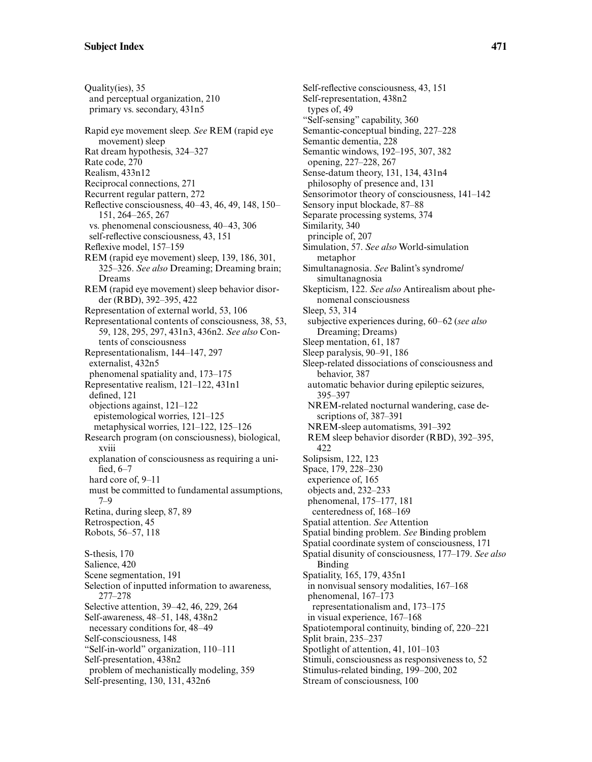Quality(ies), 35
 and perceptual organization, 210
 primary vs. secondary, 431n5

Rapid eye movement sleep. *See* REM (rapid eye movement) sleep
Rat dream hypothesis, 324–327
Rate code, 270
Realism, 433n12
Reciprocal connections, 271
Recurrent regular pattern, 272
Reflective consciousness, 40–43, 46, 49, 148, 150–151, 264–265, 267
 vs. phenomenal consciousness, 40–43, 306
 self-reflective consciousness, 43, 151
Reflexive model, 157–159
REM (rapid eye movement) sleep, 139, 186, 301, 325–326. *See also* Dreaming; Dreaming brain; Dreams
REM (rapid eye movement) sleep behavior disorder (RBD), 392–395, 422
Representation of external world, 53, 106
Representational contents of consciousness, 38, 53, 59, 128, 295, 297, 431n3, 436n2. *See also* Contents of consciousness
Representationalism, 144–147, 297
 externalist, 432n5
 phenomenal spatiality and, 173–175
Representative realism, 121–122, 431n1
 defined, 121
 objections against, 121–122
  epistemological worries, 121–125
  metaphysical worries, 121–122, 125–126
Research program (on consciousness), biological, xviii
 explanation of consciousness as requiring a unified, 6–7
 hard core of, 9–11
 must be committed to fundamental assumptions, 7–9
Retina, during sleep, 87, 89
Retrospection, 45
Robots, 56–57, 118

S-thesis, 170
Salience, 420
Scene segmentation, 191
Selection of inputted information to awareness, 277–278
Selective attention, 39–42, 46, 229, 264
Self-awareness, 48–51, 148, 438n2
 necessary conditions for, 48–49
Self-consciousness, 148
"Self-in-world" organization, 110–111
Self-presentation, 438n2
 problem of mechanistically modeling, 359
Self-presenting, 130, 131, 432n6
Self-reflective consciousness, 43, 151
Self-representation, 438n2
 types of, 49
"Self-sensing" capability, 360
Semantic-conceptual binding, 227–228
Semantic dementia, 228
Semantic windows, 192–195, 307, 382
 opening, 227–228, 267
Sense-datum theory, 131, 134, 431n4
 philosophy of presence and, 131
Sensorimotor theory of consciousness, 141–142
Sensory input blockade, 87–88
Separate processing systems, 374
Similarity, 340
 principle of, 207
Simulation, 57. *See also* World-simulation metaphor
Simultanagnosia. *See* Balint's syndrome/simultanagnosia
Skepticism, 122. *See also* Antirealism about phenomenal consciousness
Sleep, 53, 314
 subjective experiences during, 60–62 (*see also* Dreaming; Dreams)
Sleep mentation, 61, 187
Sleep paralysis, 90–91, 186
Sleep-related dissociations of consciousness and behavior, 387
 automatic behavior during epileptic seizures, 395–397
 NREM-related nocturnal wandering, case descriptions of, 387–391
 NREM-sleep automatisms, 391–392
 REM sleep behavior disorder (RBD), 392–395, 422
Solipsism, 122, 123
Space, 179, 228–230
 experience of, 165
 objects and, 232–233
 phenomenal, 175–177, 181
  centeredness of, 168–169
Spatial attention. *See* Attention
Spatial binding problem. *See* Binding problem
Spatial coordinate system of consciousness, 171
Spatial disunity of consciousness, 177–179. *See also* Binding
Spatiality, 165, 179, 435n1
 in nonvisual sensory modalities, 167–168
 phenomenal, 167–173
  representationalism and, 173–175
 in visual experience, 167–168
Spatiotemporal continuity, binding of, 220–221
Split brain, 235–237
Spotlight of attention, 41, 101–103
Stimuli, consciousness as responsiveness to, 52
Stimulus-related binding, 199–200, 202
Stream of consciousness, 100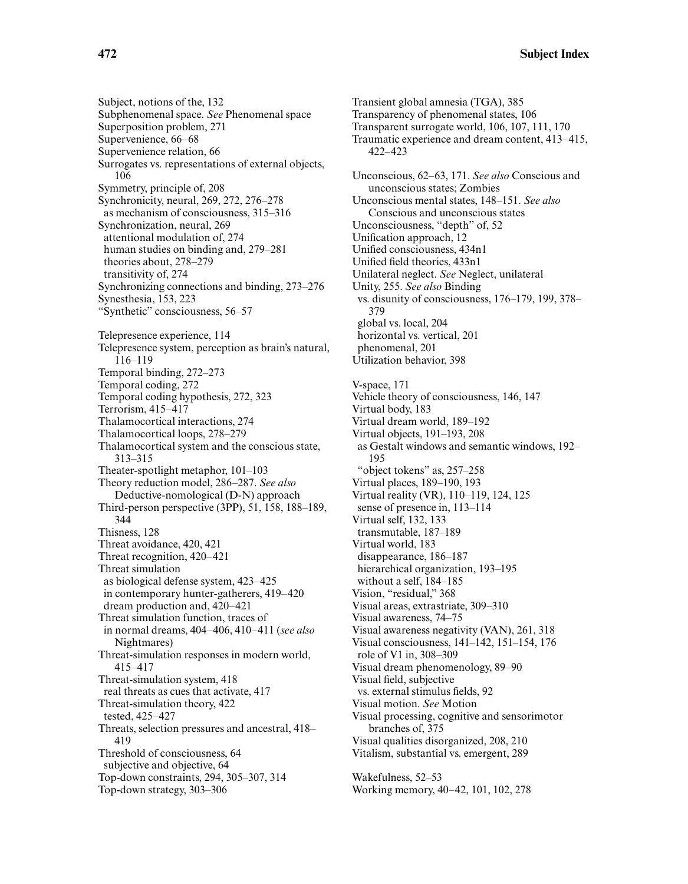Subject, notions of the, 132
Subphenomenal space. *See* Phenomenal space
Superposition problem, 271
Supervenience, 66–68
Supervenience relation, 66
Surrogates vs. representations of external objects, 106
Symmetry, principle of, 208
Synchronicity, neural, 269, 272, 276–278
  as mechanism of consciousness, 315–316
Synchronization, neural, 269
  attentional modulation of, 274
  human studies on binding and, 279–281
  theories about, 278–279
  transitivity of, 274
Synchronizing connections and binding, 273–276
Synesthesia, 153, 223
"Synthetic" consciousness, 56–57

Telepresence experience, 114
Telepresence system, perception as brain's natural, 116–119
Temporal binding, 272–273
Temporal coding, 272
Temporal coding hypothesis, 272, 323
Terrorism, 415–417
Thalamocortical interactions, 274
Thalamocortical loops, 278–279
Thalamocortical system and the conscious state, 313–315
Theater-spotlight metaphor, 101–103
Theory reduction model, 286–287. *See also* Deductive-nomological (D-N) approach
Third-person perspective (3PP), 51, 158, 188–189, 344
Thisness, 128
Threat avoidance, 420, 421
Threat recognition, 420–421
Threat simulation
  as biological defense system, 423–425
  in contemporary hunter-gatherers, 419–420
  dream production and, 420–421
Threat simulation function, traces of
  in normal dreams, 404–406, 410–411 (*see also* Nightmares)
Threat-simulation responses in modern world, 415–417
Threat-simulation system, 418
  real threats as cues that activate, 417
Threat-simulation theory, 422
  tested, 425–427
Threats, selection pressures and ancestral, 418–419
Threshold of consciousness, 64
  subjective and objective, 64
Top-down constraints, 294, 305–307, 314
Top-down strategy, 303–306

Transient global amnesia (TGA), 385
Transparency of phenomenal states, 106
Transparent surrogate world, 106, 107, 111, 170
Traumatic experience and dream content, 413–415, 422–423

Unconscious, 62–63, 171. *See also* Conscious and unconscious states; Zombies
Unconscious mental states, 148–151. *See also* Conscious and unconscious states
Unconsciousness, "depth" of, 52
Unification approach, 12
Unified consciousness, 434n1
Unified field theories, 433n1
Unilateral neglect. *See* Neglect, unilateral
Unity, 255. *See also* Binding
  vs. disunity of consciousness, 176–179, 199, 378–379
  global vs. local, 204
  horizontal vs. vertical, 201
  phenomenal, 201
Utilization behavior, 398

V-space, 171
Vehicle theory of consciousness, 146, 147
Virtual body, 183
Virtual dream world, 189–192
Virtual objects, 191–193, 208
  as Gestalt windows and semantic windows, 192–195
  "object tokens" as, 257–258
Virtual places, 189–190, 193
Virtual reality (VR), 110–119, 124, 125
  sense of presence in, 113–114
Virtual self, 132, 133
  transmutable, 187–189
Virtual world, 183
  disappearance, 186–187
  hierarchical organization, 193–195
  without a self, 184–185
Vision, "residual," 368
Visual areas, extrastriate, 309–310
Visual awareness, 74–75
Visual awareness negativity (VAN), 261, 318
Visual consciousness, 141–142, 151–154, 176
  role of V1 in, 308–309
Visual dream phenomenology, 89–90
Visual field, subjective
  vs. external stimulus fields, 92
Visual motion. *See* Motion
Visual processing, cognitive and sensorimotor branches of, 375
Visual qualities disorganized, 208, 210
Vitalism, substantial vs. emergent, 289

Wakefulness, 52–53
Working memory, 40–42, 101, 102, 278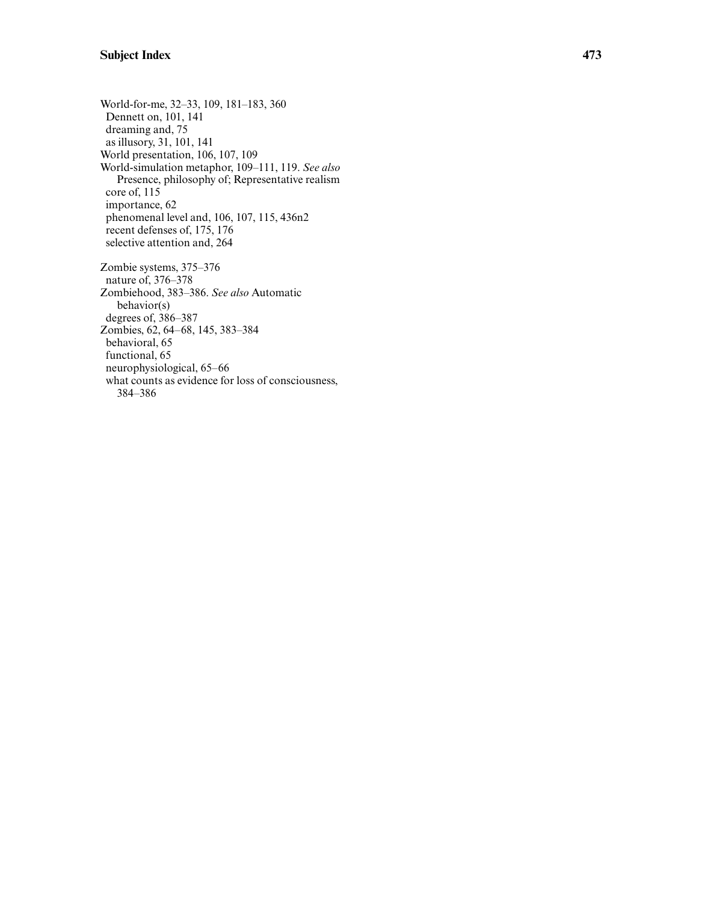World-for-me, 32–33, 109, 181–183, 360
  Dennett on, 101, 141
  dreaming and, 75
  as illusory, 31, 101, 141
World presentation, 106, 107, 109
World-simulation metaphor, 109–111, 119. *See also* Presence, philosophy of; Representative realism
  core of, 115
  importance, 62
  phenomenal level and, 106, 107, 115, 436n2
  recent defenses of, 175, 176
  selective attention and, 264

Zombie systems, 375–376
  nature of, 376–378
Zombiehood, 383–386. *See also* Automatic behavior(s)
  degrees of, 386–387
Zombies, 62, 64–68, 145, 383–384
  behavioral, 65
  functional, 65
  neurophysiological, 65–66
  what counts as evidence for loss of consciousness, 384–386